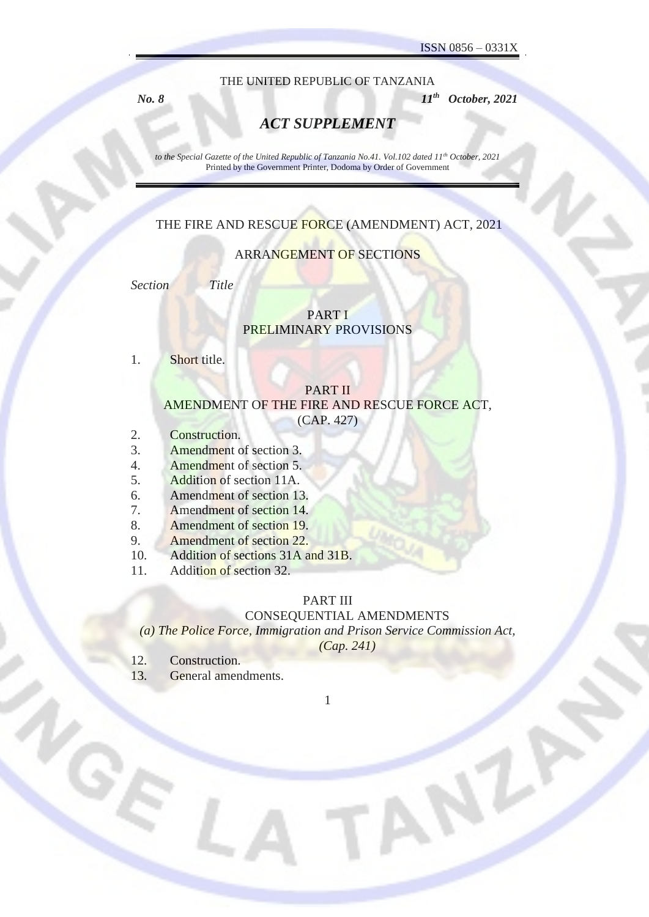ISSN 0856 – 0331X

THE UNITED REPUBLIC OF TANZANIA

***No. 8*** ***11th October, 2021***

# *ACT SUPPLEMENT*

*to the Special Gazette of the United Republic of Tanzania No.41. Vol.102 dated 11th October, 2021*
Printed by the Government Printer, Dodoma by Order of Government

## THE FIRE AND RESCUE FORCE (AMENDMENT) ACT, 2021

### ARRANGEMENT OF SECTIONS

*Section* *Title*

#### PART I
#### PRELIMINARY PROVISIONS

1. Short title.

#### PART II
#### AMENDMENT OF THE FIRE AND RESCUE FORCE ACT, (CAP. 427)

2. Construction.
3. Amendment of section 3.
4. Amendment of section 5.
5. Addition of section 11A.
6. Amendment of section 13.
7. Amendment of section 14.
8. Amendment of section 19.
9. Amendment of section 22.
10. Addition of sections 31A and 31B.
11. Addition of section 32.

#### PART III
#### CONSEQUENTIAL AMENDMENTS

*(a) The Police Force, Immigration and Prison Service Commission Act, (Cap. 241)*

12. Construction.
13. General amendments.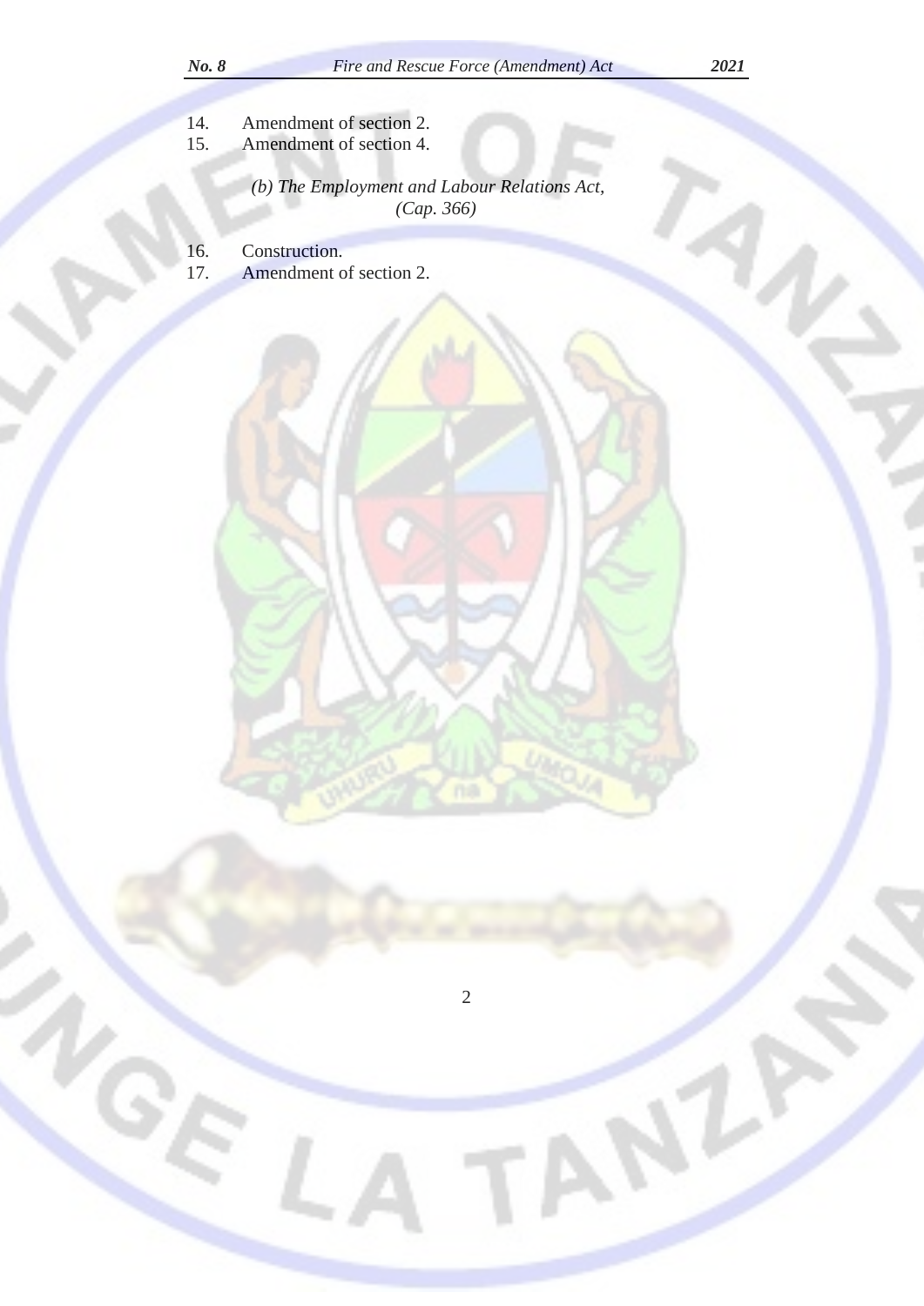14. Amendment of section 2.
15. Amendment of section 4.

*(b) The Employment and Labour Relations Act, (Cap. 366)*

16. Construction.
17. Amendment of section 2.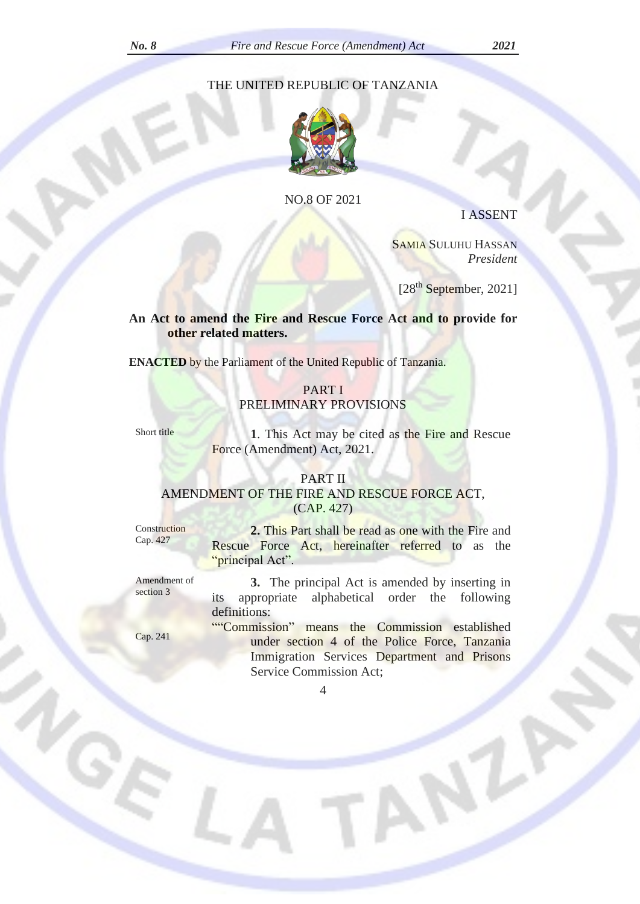THE UNITED REPUBLIC OF TANZANIA

NO.8 OF 2021

I ASSENT

SAMIA SULUHU HASSAN
*President*

[28th September, 2021]

**An Act to amend the Fire and Rescue Force Act and to provide for other related matters.**

**ENACTED** by the Parliament of the United Republic of Tanzania.

## PART I
## PRELIMINARY PROVISIONS

Short title

**1**. This Act may be cited as the Fire and Rescue Force (Amendment) Act, 2021.

## PART II
## AMENDMENT OF THE FIRE AND RESCUE FORCE ACT, (CAP. 427)

Construction
Cap. 427

**2.** This Part shall be read as one with the Fire and Rescue Force Act, hereinafter referred to as the "principal Act".

Amendment of section 3

**3.** The principal Act is amended by inserting in its appropriate alphabetical order the following definitions:

Cap. 241

""Commission" means the Commission established under section 4 of the Police Force, Tanzania Immigration Services Department and Prisons Service Commission Act;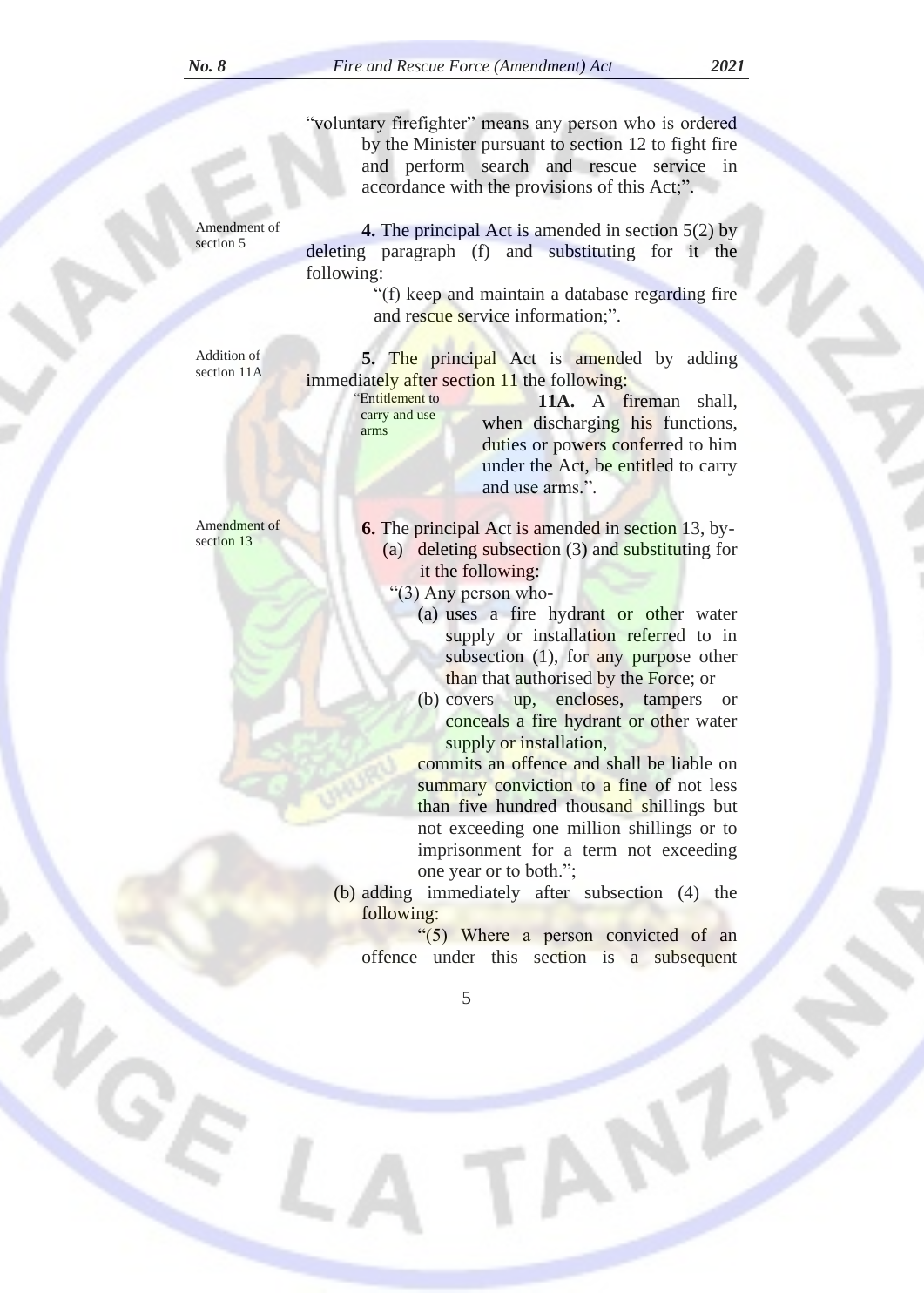"voluntary firefighter" means any person who is ordered by the Minister pursuant to section 12 to fight fire and perform search and rescue service in accordance with the provisions of this Act;".

Amendment of section 5

**4.** The principal Act is amended in section 5(2) by deleting paragraph (f) and substituting for it the following:

"(f) keep and maintain a database regarding fire and rescue service information;".

Addition of section 11A

**5.** The principal Act is amended by adding immediately after section 11 the following:

"Entitlement to carry and use arms

**11A.** A fireman shall, when discharging his functions, duties or powers conferred to him under the Act, be entitled to carry and use arms.".

Amendment of section 13

**6.** The principal Act is amended in section 13, by-

(a) deleting subsection (3) and substituting for it the following:

"(3) Any person who-

(a) uses a fire hydrant or other water supply or installation referred to in subsection (1), for any purpose other than that authorised by the Force; or

(b) covers up, encloses, tampers or conceals a fire hydrant or other water supply or installation,

commits an offence and shall be liable on summary conviction to a fine of not less than five hundred thousand shillings but not exceeding one million shillings or to imprisonment for a term not exceeding one year or to both.";

(b) adding immediately after subsection (4) the following:

"(5) Where a person convicted of an offence under this section is a subsequent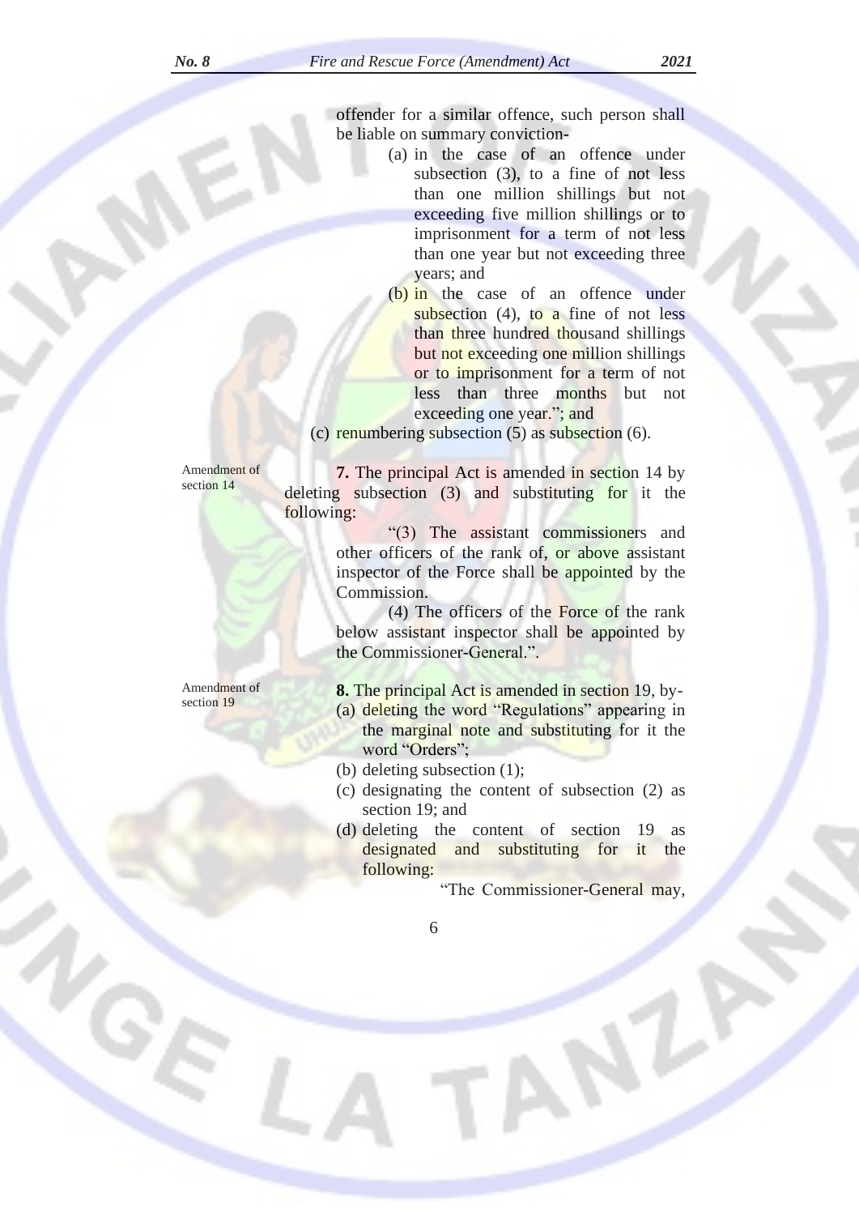offender for a similar offence, such person shall be liable on summary conviction-

(a) in the case of an offence under subsection (3), to a fine of not less than one million shillings but not exceeding five million shillings or to imprisonment for a term of not less than one year but not exceeding three years; and

(b) in the case of an offence under subsection (4), to a fine of not less than three hundred thousand shillings but not exceeding one million shillings or to imprisonment for a term of not less than three months but not exceeding one year."; and

(c) renumbering subsection (5) as subsection (6).

Amendment of section 14

**7.** The principal Act is amended in section 14 by deleting subsection (3) and substituting for it the following:

"(3) The assistant commissioners and other officers of the rank of, or above assistant inspector of the Force shall be appointed by the Commission.

(4) The officers of the Force of the rank below assistant inspector shall be appointed by the Commissioner-General.".

Amendment of section 19

**8.** The principal Act is amended in section 19, by-

(a) deleting the word "Regulations" appearing in the marginal note and substituting for it the word "Orders";

(b) deleting subsection (1);

(c) designating the content of subsection (2) as section 19; and

(d) deleting the content of section 19 as designated and substituting for it the following:

"The Commissioner-General may,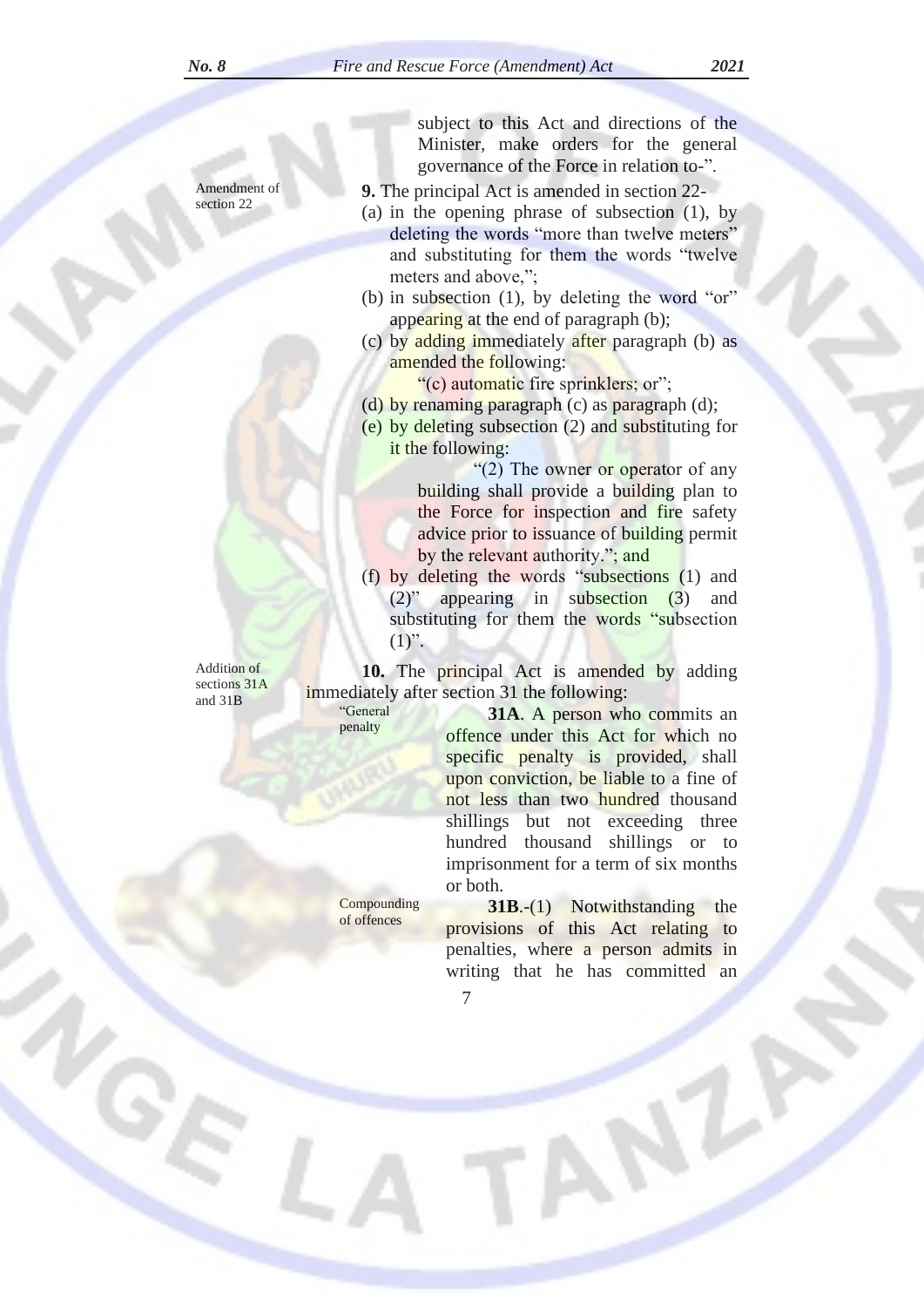subject to this Act and directions of the Minister, make orders for the general governance of the Force in relation to-".

Amendment of section 22

**9.** The principal Act is amended in section 22-

(a) in the opening phrase of subsection (1), by deleting the words "more than twelve meters" and substituting for them the words "twelve meters and above,";

(b) in subsection (1), by deleting the word "or" appearing at the end of paragraph (b);

(c) by adding immediately after paragraph (b) as amended the following:

"(c) automatic fire sprinklers; or";

(d) by renaming paragraph (c) as paragraph (d);

(e) by deleting subsection (2) and substituting for it the following:

"(2) The owner or operator of any building shall provide a building plan to the Force for inspection and fire safety advice prior to issuance of building permit by the relevant authority."; and

(f) by deleting the words "subsections (1) and (2)" appearing in subsection (3) and substituting for them the words "subsection (1)".

Addition of sections 31A and 31B

**10.** The principal Act is amended by adding immediately after section 31 the following:

"General penalty

**31A**. A person who commits an offence under this Act for which no specific penalty is provided, shall upon conviction, be liable to a fine of not less than two hundred thousand shillings but not exceeding three hundred thousand shillings or to imprisonment for a term of six months or both.

Compounding of offences

**31B**.-(1) Notwithstanding the provisions of this Act relating to penalties, where a person admits in writing that he has committed an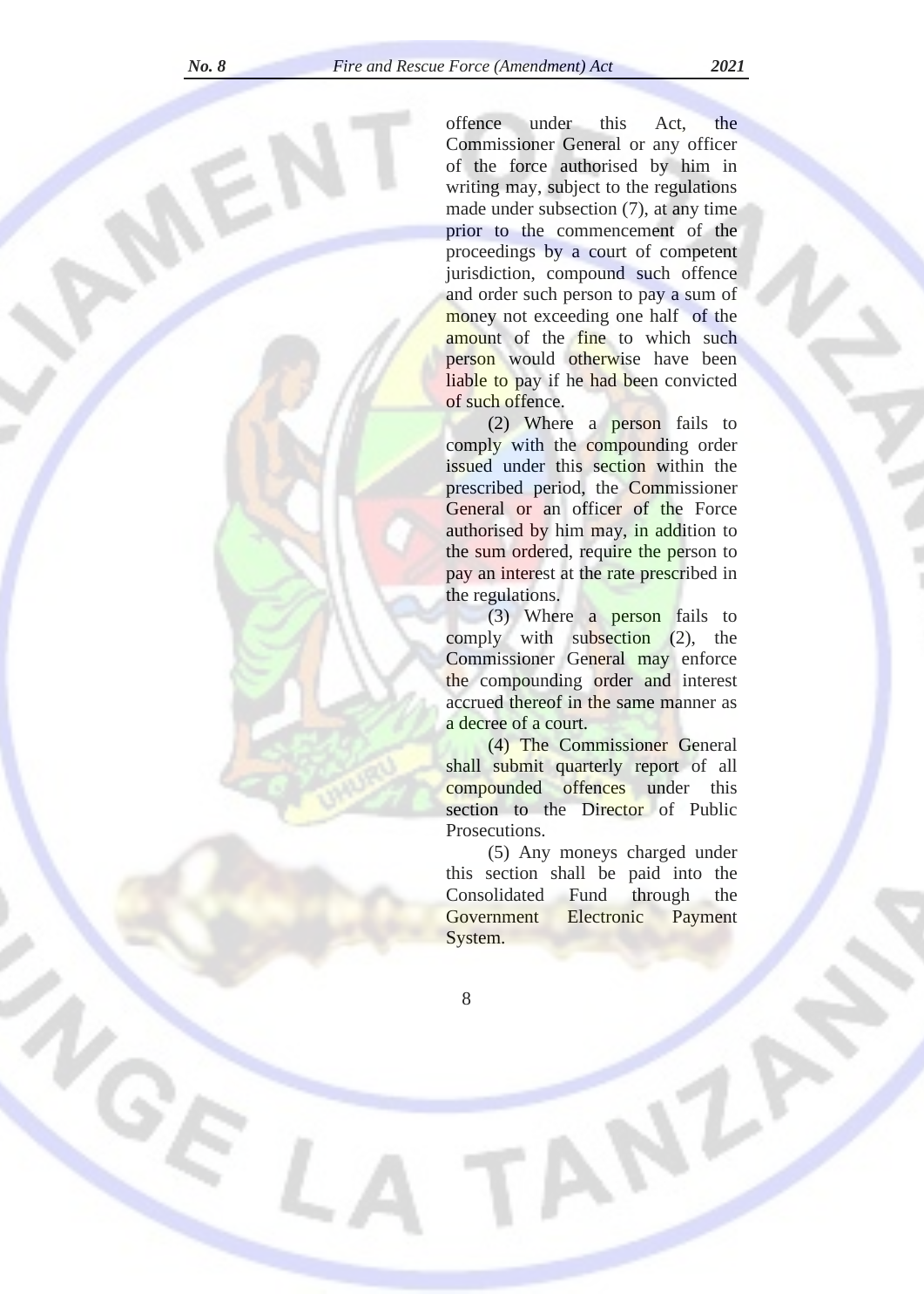offence under this Act, the Commissioner General or any officer of the force authorised by him in writing may, subject to the regulations made under subsection (7), at any time prior to the commencement of the proceedings by a court of competent jurisdiction, compound such offence and order such person to pay a sum of money not exceeding one half of the amount of the fine to which such person would otherwise have been liable to pay if he had been convicted of such offence.

(2) Where a person fails to comply with the compounding order issued under this section within the prescribed period, the Commissioner General or an officer of the Force authorised by him may, in addition to the sum ordered, require the person to pay an interest at the rate prescribed in the regulations.

(3) Where a person fails to comply with subsection (2), the Commissioner General may enforce the compounding order and interest accrued thereof in the same manner as a decree of a court.

(4) The Commissioner General shall submit quarterly report of all compounded offences under this section to the Director of Public Prosecutions.

(5) Any moneys charged under this section shall be paid into the Consolidated Fund through the Government Electronic Payment System.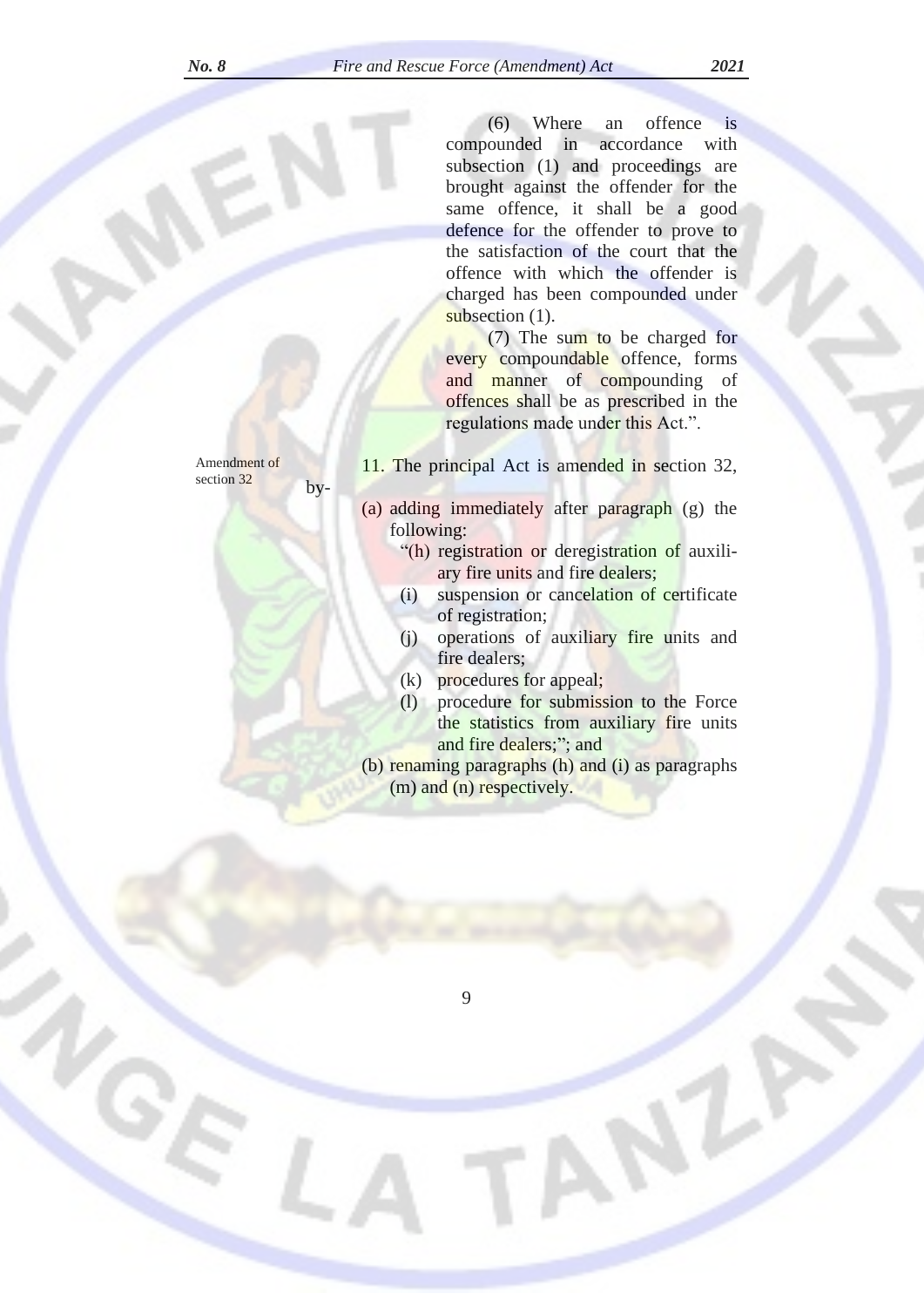(6) Where an offence is compounded in accordance with subsection (1) and proceedings are brought against the offender for the same offence, it shall be a good defence for the offender to prove to the satisfaction of the court that the offence with which the offender is charged has been compounded under subsection (1).

(7) The sum to be charged for every compoundable offence, forms and manner of compounding of offences shall be as prescribed in the regulations made under this Act.".

Amendment of section 32

11. The principal Act is amended in section 32, by-

(a) adding immediately after paragraph (g) the following:

"(h) registration or deregistration of auxiliary fire units and fire dealers;

(i) suspension or cancelation of certificate of registration;

(j) operations of auxiliary fire units and fire dealers;

(k) procedures for appeal;

(l) procedure for submission to the Force the statistics from auxiliary fire units and fire dealers;"; and

(b) renaming paragraphs (h) and (i) as paragraphs (m) and (n) respectively.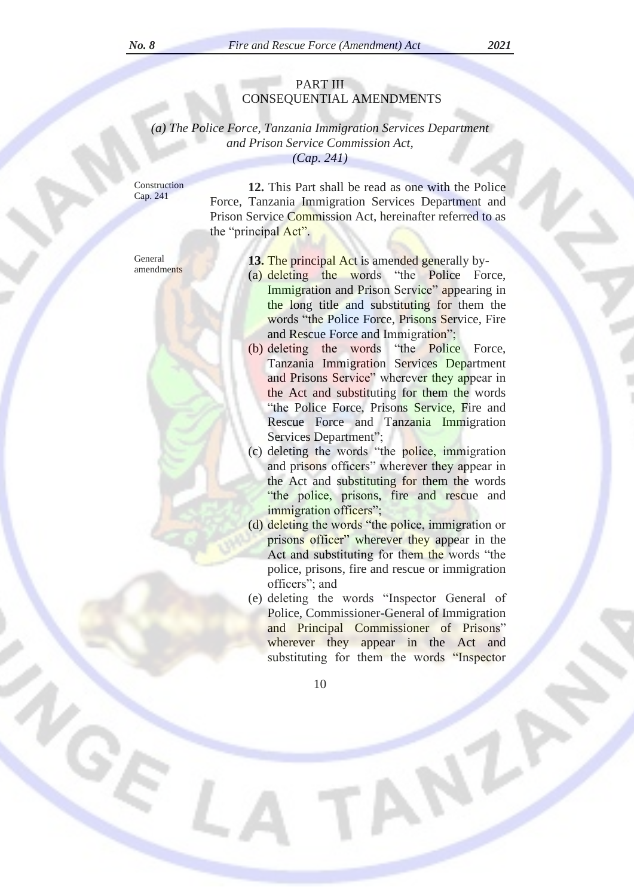## PART III
## CONSEQUENTIAL AMENDMENTS

*(a) The Police Force, Tanzania Immigration Services Department and Prison Service Commission Act, (Cap. 241)*

Construction Cap. 241

**12.** This Part shall be read as one with the Police Force, Tanzania Immigration Services Department and Prison Service Commission Act, hereinafter referred to as the "principal Act".

General amendments

**13.** The principal Act is amended generally by-

(a) deleting the words "the Police Force, Immigration and Prison Service" appearing in the long title and substituting for them the words "the Police Force, Prisons Service, Fire and Rescue Force and Immigration";

(b) deleting the words "the Police Force, Tanzania Immigration Services Department and Prisons Service" wherever they appear in the Act and substituting for them the words "the Police Force, Prisons Service, Fire and Rescue Force and Tanzania Immigration Services Department";

(c) deleting the words "the police, immigration and prisons officers" wherever they appear in the Act and substituting for them the words "the police, prisons, fire and rescue and immigration officers";

(d) deleting the words "the police, immigration or prisons officer" wherever they appear in the Act and substituting for them the words "the police, prisons, fire and rescue or immigration officers"; and

(e) deleting the words "Inspector General of Police, Commissioner-General of Immigration and Principal Commissioner of Prisons" wherever they appear in the Act and substituting for them the words "Inspector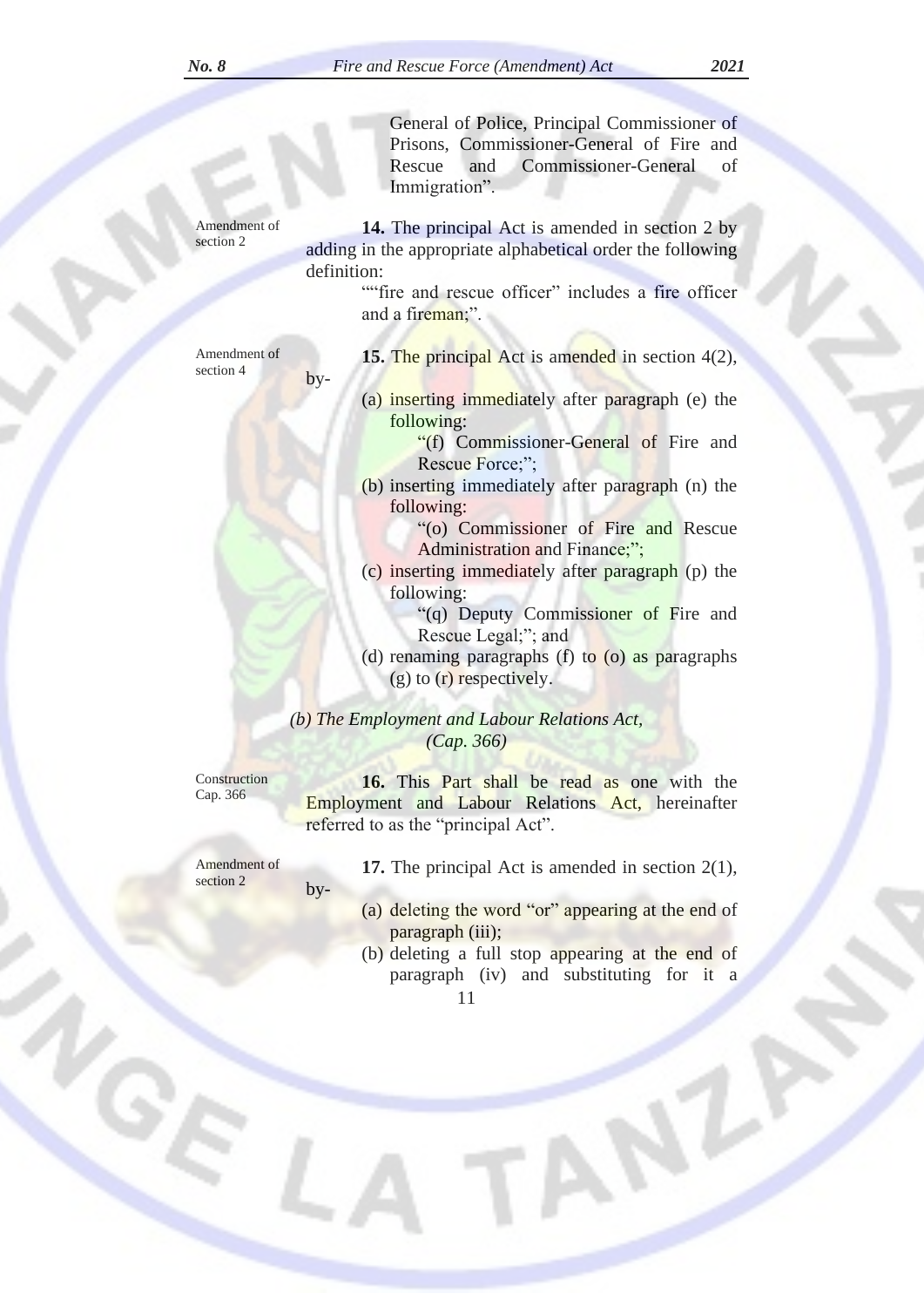General of Police, Principal Commissioner of Prisons, Commissioner-General of Fire and Rescue and Commissioner-General of Immigration".

Amendment of section 2

**14.** The principal Act is amended in section 2 by adding in the appropriate alphabetical order the following definition:

""fire and rescue officer" includes a fire officer and a fireman;".

Amendment of section 4

**15.** The principal Act is amended in section 4(2), by-

(a) inserting immediately after paragraph (e) the following:

"(f) Commissioner-General of Fire and Rescue Force;";

(b) inserting immediately after paragraph (n) the following:

"(o) Commissioner of Fire and Rescue Administration and Finance;";

(c) inserting immediately after paragraph (p) the following:

"(q) Deputy Commissioner of Fire and Rescue Legal;"; and

(d) renaming paragraphs (f) to (o) as paragraphs (g) to (r) respectively.

*(b) The Employment and Labour Relations Act, (Cap. 366)*

Construction Cap. 366

**16.** This Part shall be read as one with the Employment and Labour Relations Act, hereinafter referred to as the "principal Act".

Amendment of section 2

**17.** The principal Act is amended in section 2(1), by-

(a) deleting the word "or" appearing at the end of paragraph (iii);

(b) deleting a full stop appearing at the end of paragraph (iv) and substituting for it a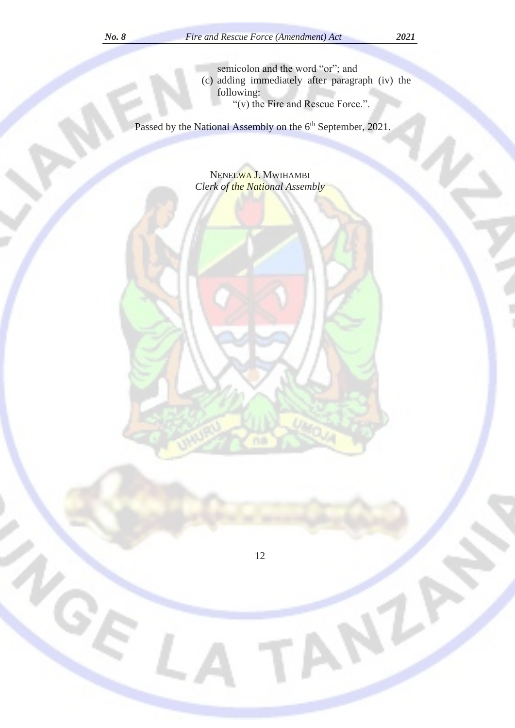semicolon and the word "or"; and

(c) adding immediately after paragraph (iv) the following:

"(v) the Fire and Rescue Force.".

Passed by the National Assembly on the 6th September, 2021.

NENELWA J. MWIHAMBI
*Clerk of the National Assembly*